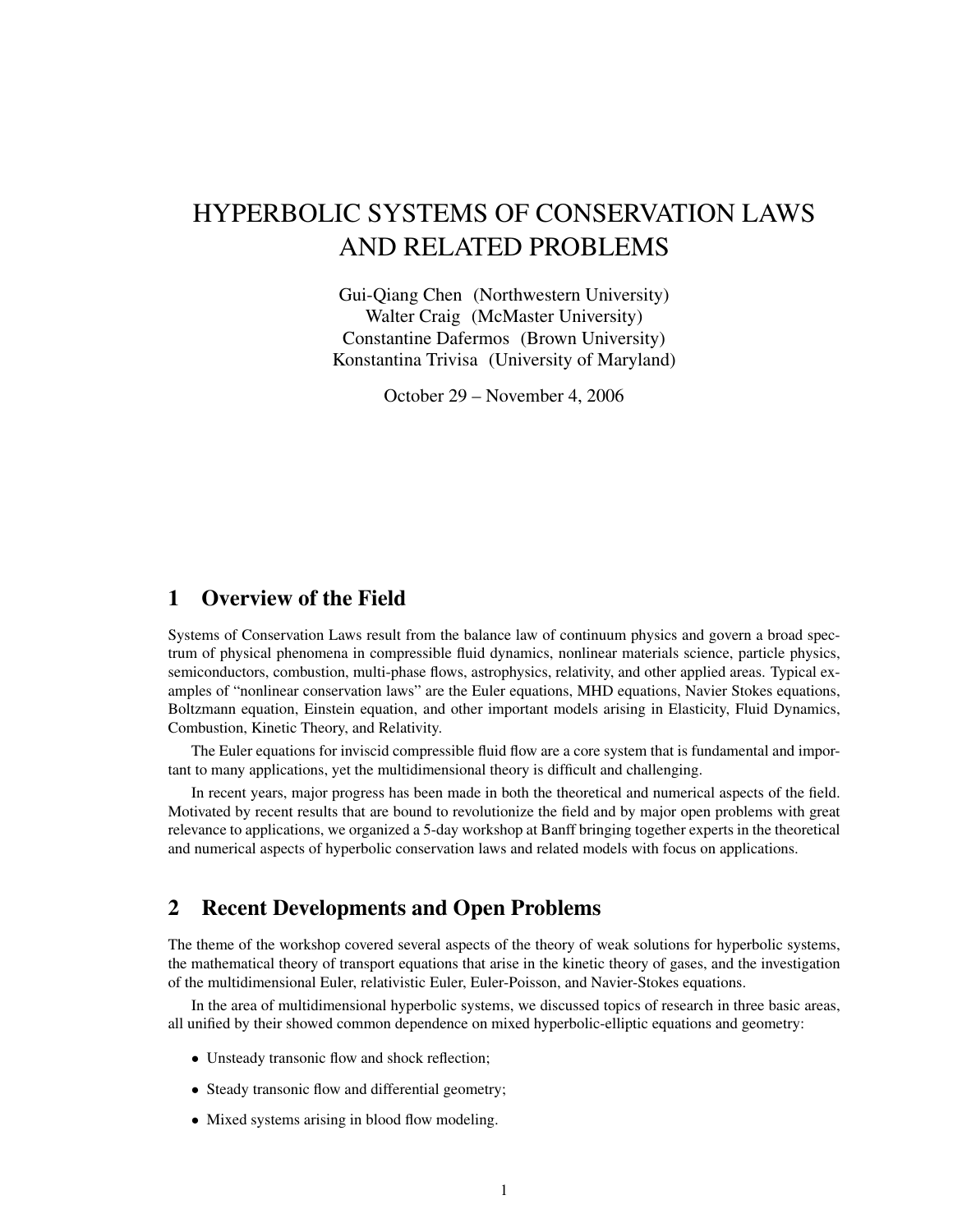# HYPERBOLIC SYSTEMS OF CONSERVATION LAWS AND RELATED PROBLEMS

Gui-Qiang Chen (Northwestern University)
Walter Craig (McMaster University)
Constantine Dafermos (Brown University)
Konstantina Trivisa (University of Maryland)

October 29 – November 4, 2006

## 1 Overview of the Field

Systems of Conservation Laws result from the balance law of continuum physics and govern a broad spectrum of physical phenomena in compressible fluid dynamics, nonlinear materials science, particle physics, semiconductors, combustion, multi-phase flows, astrophysics, relativity, and other applied areas. Typical examples of "nonlinear conservation laws" are the Euler equations, MHD equations, Navier Stokes equations, Boltzmann equation, Einstein equation, and other important models arising in Elasticity, Fluid Dynamics, Combustion, Kinetic Theory, and Relativity.

The Euler equations for inviscid compressible fluid flow are a core system that is fundamental and important to many applications, yet the multidimensional theory is difficult and challenging.

In recent years, major progress has been made in both the theoretical and numerical aspects of the field. Motivated by recent results that are bound to revolutionize the field and by major open problems with great relevance to applications, we organized a 5-day workshop at Banff bringing together experts in the theoretical and numerical aspects of hyperbolic conservation laws and related models with focus on applications.

## 2 Recent Developments and Open Problems

The theme of the workshop covered several aspects of the theory of weak solutions for hyperbolic systems, the mathematical theory of transport equations that arise in the kinetic theory of gases, and the investigation of the multidimensional Euler, relativistic Euler, Euler-Poisson, and Navier-Stokes equations.

In the area of multidimensional hyperbolic systems, we discussed topics of research in three basic areas, all unified by their showed common dependence on mixed hyperbolic-elliptic equations and geometry:

- Unsteady transonic flow and shock reflection;
- Steady transonic flow and differential geometry;
- Mixed systems arising in blood flow modeling.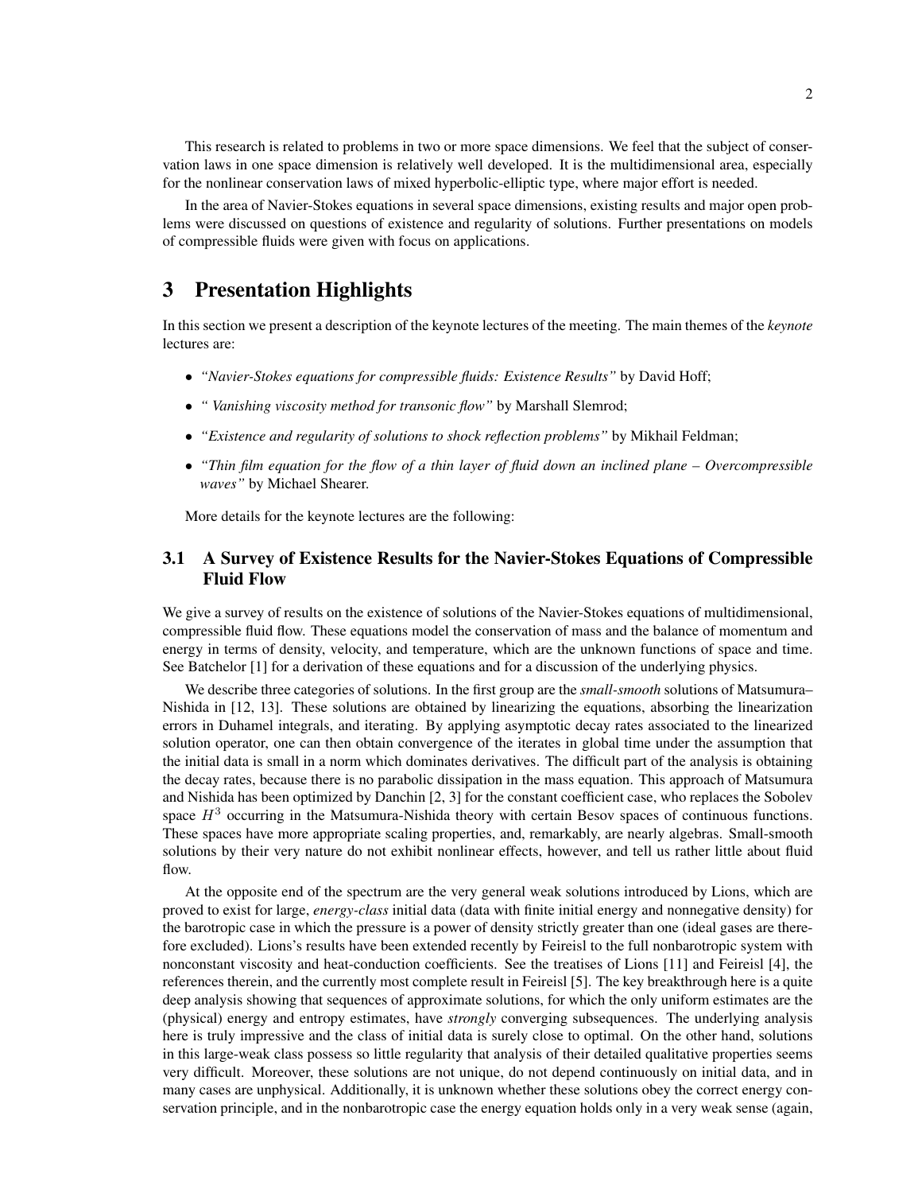This research is related to problems in two or more space dimensions. We feel that the subject of conservation laws in one space dimension is relatively well developed. It is the multidimensional area, especially for the nonlinear conservation laws of mixed hyperbolic-elliptic type, where major effort is needed.

In the area of Navier-Stokes equations in several space dimensions, existing results and major open problems were discussed on questions of existence and regularity of solutions. Further presentations on models of compressible fluids were given with focus on applications.

# 3 Presentation Highlights

In this section we present a description of the keynote lectures of the meeting. The main themes of the *keynote* lectures are:

- *"Navier-Stokes equations for compressible fluids: Existence Results"* by David Hoff;
- *" Vanishing viscosity method for transonic flow"* by Marshall Slemrod;
- *"Existence and regularity of solutions to shock reflection problems"* by Mikhail Feldman;
- *"Thin film equation for the flow of a thin layer of fluid down an inclined plane – Overcompressible waves"* by Michael Shearer.

More details for the keynote lectures are the following:

## 3.1 A Survey of Existence Results for the Navier-Stokes Equations of Compressible Fluid Flow

We give a survey of results on the existence of solutions of the Navier-Stokes equations of multidimensional, compressible fluid flow. These equations model the conservation of mass and the balance of momentum and energy in terms of density, velocity, and temperature, which are the unknown functions of space and time. See Batchelor [1] for a derivation of these equations and for a discussion of the underlying physics.

We describe three categories of solutions. In the first group are the *small-smooth* solutions of Matsumura–Nishida in [12, 13]. These solutions are obtained by linearizing the equations, absorbing the linearization errors in Duhamel integrals, and iterating. By applying asymptotic decay rates associated to the linearized solution operator, one can then obtain convergence of the iterates in global time under the assumption that the initial data is small in a norm which dominates derivatives. The difficult part of the analysis is obtaining the decay rates, because there is no parabolic dissipation in the mass equation. This approach of Matsumura and Nishida has been optimized by Danchin [2, 3] for the constant coefficient case, who replaces the Sobolev space $H^3$ occurring in the Matsumura-Nishida theory with certain Besov spaces of continuous functions. These spaces have more appropriate scaling properties, and, remarkably, are nearly algebras. Small-smooth solutions by their very nature do not exhibit nonlinear effects, however, and tell us rather little about fluid flow.

At the opposite end of the spectrum are the very general weak solutions introduced by Lions, which are proved to exist for large, *energy-class* initial data (data with finite initial energy and nonnegative density) for the barotropic case in which the pressure is a power of density strictly greater than one (ideal gases are therefore excluded). Lions's results have been extended recently by Feireisl to the full nonbarotropic system with nonconstant viscosity and heat-conduction coefficients. See the treatises of Lions [11] and Feireisl [4], the references therein, and the currently most complete result in Feireisl [5]. The key breakthrough here is a quite deep analysis showing that sequences of approximate solutions, for which the only uniform estimates are the (physical) energy and entropy estimates, have *strongly* converging subsequences. The underlying analysis here is truly impressive and the class of initial data is surely close to optimal. On the other hand, solutions in this large-weak class possess so little regularity that analysis of their detailed qualitative properties seems very difficult. Moreover, these solutions are not unique, do not depend continuously on initial data, and in many cases are unphysical. Additionally, it is unknown whether these solutions obey the correct energy conservation principle, and in the nonbarotropic case the energy equation holds only in a very weak sense (again,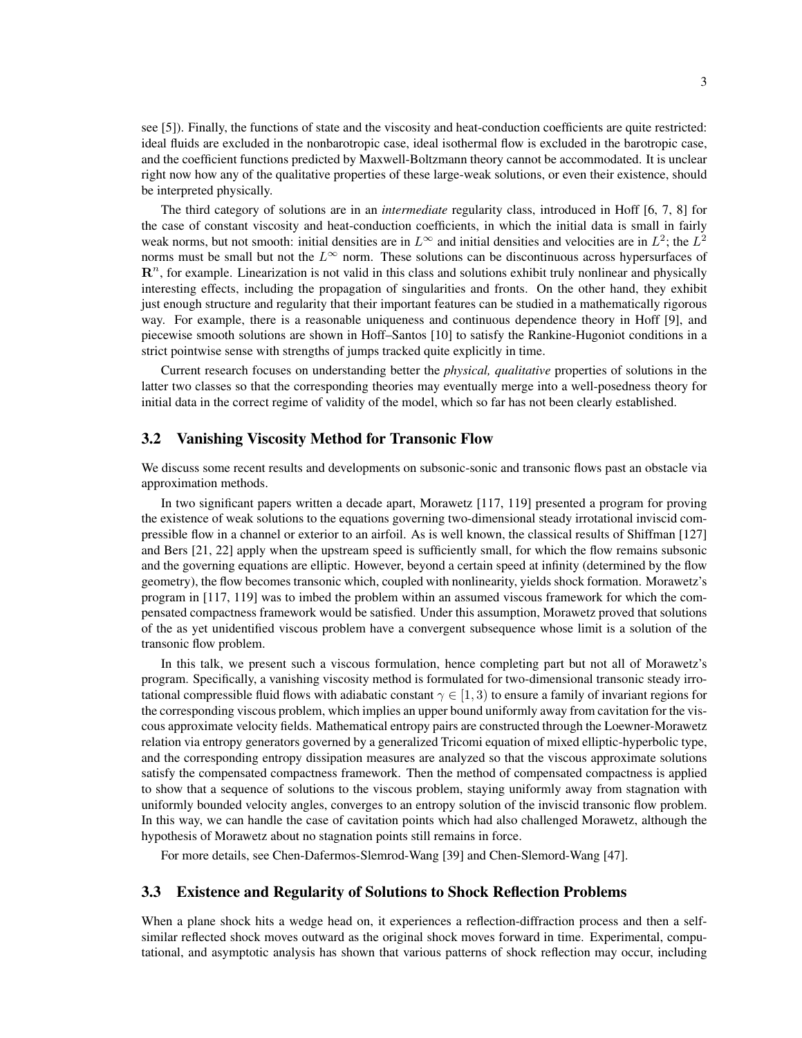see [5]). Finally, the functions of state and the viscosity and heat-conduction coefficients are quite restricted: ideal fluids are excluded in the nonbarotropic case, ideal isothermal flow is excluded in the barotropic case, and the coefficient functions predicted by Maxwell-Boltzmann theory cannot be accommodated. It is unclear right now how any of the qualitative properties of these large-weak solutions, or even their existence, should be interpreted physically.

The third category of solutions are in an *intermediate* regularity class, introduced in Hoff [6, 7, 8] for the case of constant viscosity and heat-conduction coefficients, in which the initial data is small in fairly weak norms, but not smooth: initial densities are in $L^\infty$ and initial densities and velocities are in $L^2$; the $L^2$ norms must be small but not the $L^\infty$ norm. These solutions can be discontinuous across hypersurfaces of $\mathbf{R}^n$, for example. Linearization is not valid in this class and solutions exhibit truly nonlinear and physically interesting effects, including the propagation of singularities and fronts. On the other hand, they exhibit just enough structure and regularity that their important features can be studied in a mathematically rigorous way. For example, there is a reasonable uniqueness and continuous dependence theory in Hoff [9], and piecewise smooth solutions are shown in Hoff–Santos [10] to satisfy the Rankine-Hugoniot conditions in a strict pointwise sense with strengths of jumps tracked quite explicitly in time.

Current research focuses on understanding better the *physical, qualitative* properties of solutions in the latter two classes so that the corresponding theories may eventually merge into a well-posedness theory for initial data in the correct regime of validity of the model, which so far has not been clearly established.

## 3.2 Vanishing Viscosity Method for Transonic Flow

We discuss some recent results and developments on subsonic-sonic and transonic flows past an obstacle via approximation methods.

In two significant papers written a decade apart, Morawetz [117, 119] presented a program for proving the existence of weak solutions to the equations governing two-dimensional steady irrotational inviscid compressible flow in a channel or exterior to an airfoil. As is well known, the classical results of Shiffman [127] and Bers [21, 22] apply when the upstream speed is sufficiently small, for which the flow remains subsonic and the governing equations are elliptic. However, beyond a certain speed at infinity (determined by the flow geometry), the flow becomes transonic which, coupled with nonlinearity, yields shock formation. Morawetz's program in [117, 119] was to imbed the problem within an assumed viscous framework for which the compensated compactness framework would be satisfied. Under this assumption, Morawetz proved that solutions of the as yet unidentified viscous problem have a convergent subsequence whose limit is a solution of the transonic flow problem.

In this talk, we present such a viscous formulation, hence completing part but not all of Morawetz's program. Specifically, a vanishing viscosity method is formulated for two-dimensional transonic steady irrotational compressible fluid flows with adiabatic constant $\gamma \in [1, 3)$ to ensure a family of invariant regions for the corresponding viscous problem, which implies an upper bound uniformly away from cavitation for the viscous approximate velocity fields. Mathematical entropy pairs are constructed through the Loewner-Morawetz relation via entropy generators governed by a generalized Tricomi equation of mixed elliptic-hyperbolic type, and the corresponding entropy dissipation measures are analyzed so that the viscous approximate solutions satisfy the compensated compactness framework. Then the method of compensated compactness is applied to show that a sequence of solutions to the viscous problem, staying uniformly away from stagnation with uniformly bounded velocity angles, converges to an entropy solution of the inviscid transonic flow problem. In this way, we can handle the case of cavitation points which had also challenged Morawetz, although the hypothesis of Morawetz about no stagnation points still remains in force.

For more details, see Chen-Dafermos-Slemrod-Wang [39] and Chen-Slemord-Wang [47].

## 3.3 Existence and Regularity of Solutions to Shock Reflection Problems

When a plane shock hits a wedge head on, it experiences a reflection-diffraction process and then a self-similar reflected shock moves outward as the original shock moves forward in time. Experimental, computational, and asymptotic analysis has shown that various patterns of shock reflection may occur, including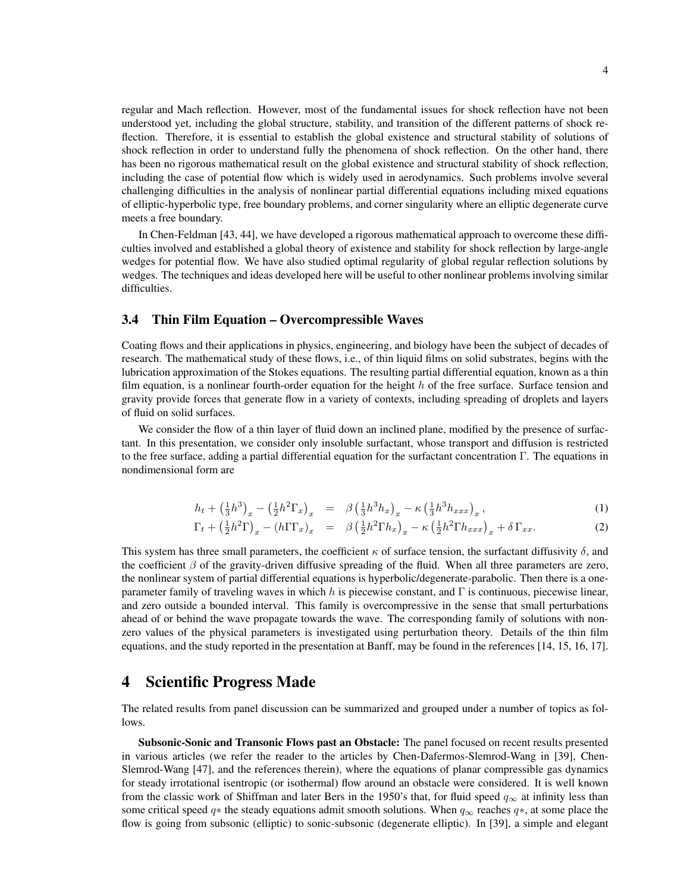regular and Mach reflection. However, most of the fundamental issues for shock reflection have not been understood yet, including the global structure, stability, and transition of the different patterns of shock reflection. Therefore, it is essential to establish the global existence and structural stability of solutions of shock reflection in order to understand fully the phenomena of shock reflection. On the other hand, there has been no rigorous mathematical result on the global existence and structural stability of shock reflection, including the case of potential flow which is widely used in aerodynamics. Such problems involve several challenging difficulties in the analysis of nonlinear partial differential equations including mixed equations of elliptic-hyperbolic type, free boundary problems, and corner singularity where an elliptic degenerate curve meets a free boundary.

In Chen-Feldman [43, 44], we have developed a rigorous mathematical approach to overcome these difficulties involved and established a global theory of existence and stability for shock reflection by large-angle wedges for potential flow. We have also studied optimal regularity of global regular reflection solutions by wedges. The techniques and ideas developed here will be useful to other nonlinear problems involving similar difficulties.

### 3.4 Thin Film Equation – Overcompressible Waves

Coating flows and their applications in physics, engineering, and biology have been the subject of decades of research. The mathematical study of these flows, i.e., of thin liquid films on solid substrates, begins with the lubrication approximation of the Stokes equations. The resulting partial differential equation, known as a thin film equation, is a nonlinear fourth-order equation for the height $h$ of the free surface. Surface tension and gravity provide forces that generate flow in a variety of contexts, including spreading of droplets and layers of fluid on solid surfaces.

We consider the flow of a thin layer of fluid down an inclined plane, modified by the presence of surfactant. In this presentation, we consider only insoluble surfactant, whose transport and diffusion is restricted to the free surface, adding a partial differential equation for the surfactant concentration $\Gamma$. The equations in nondimensional form are

$$h_t + \left(\tfrac{1}{3}h^3\right)_x - \left(\tfrac{1}{2}h^2\Gamma_x\right)_x = \beta\left(\tfrac{1}{3}h^3 h_x\right)_x - \kappa\left(\tfrac{1}{3}h^3 h_{xxx}\right)_x, \tag{1}$$

$$\Gamma_t + \left(\tfrac{1}{2}h^2\Gamma\right)_x - \left(h\Gamma\Gamma_x\right)_x = \beta\left(\tfrac{1}{2}h^2\Gamma h_x\right)_x - \kappa\left(\tfrac{1}{2}h^2\Gamma h_{xxx}\right)_x + \delta\,\Gamma_{xx}. \tag{2}$$

This system has three small parameters, the coefficient $\kappa$ of surface tension, the surfactant diffusivity $\delta$, and the coefficient $\beta$ of the gravity-driven diffusive spreading of the fluid. When all three parameters are zero, the nonlinear system of partial differential equations is hyperbolic/degenerate-parabolic. Then there is a one-parameter family of traveling waves in which $h$ is piecewise constant, and $\Gamma$ is continuous, piecewise linear, and zero outside a bounded interval. This family is overcompressive in the sense that small perturbations ahead of or behind the wave propagate towards the wave. The corresponding family of solutions with non-zero values of the physical parameters is investigated using perturbation theory. Details of the thin film equations, and the study reported in the presentation at Banff, may be found in the references [14, 15, 16, 17].

## 4 Scientific Progress Made

The related results from panel discussion can be summarized and grouped under a number of topics as follows.

**Subsonic-Sonic and Transonic Flows past an Obstacle:** The panel focused on recent results presented in various articles (we refer the reader to the articles by Chen-Dafermos-Slemrod-Wang in [39], Chen-Slemrod-Wang [47], and the references therein), where the equations of planar compressible gas dynamics for steady irrotational isentropic (or isothermal) flow around an obstacle were considered. It is well known from the classic work of Shiffman and later Bers in the 1950's that, for fluid speed $q_\infty$ at infinity less than some critical speed $q*$ the steady equations admit smooth solutions. When $q_\infty$ reaches $q*$, at some place the flow is going from subsonic (elliptic) to sonic-subsonic (degenerate elliptic). In [39], a simple and elegant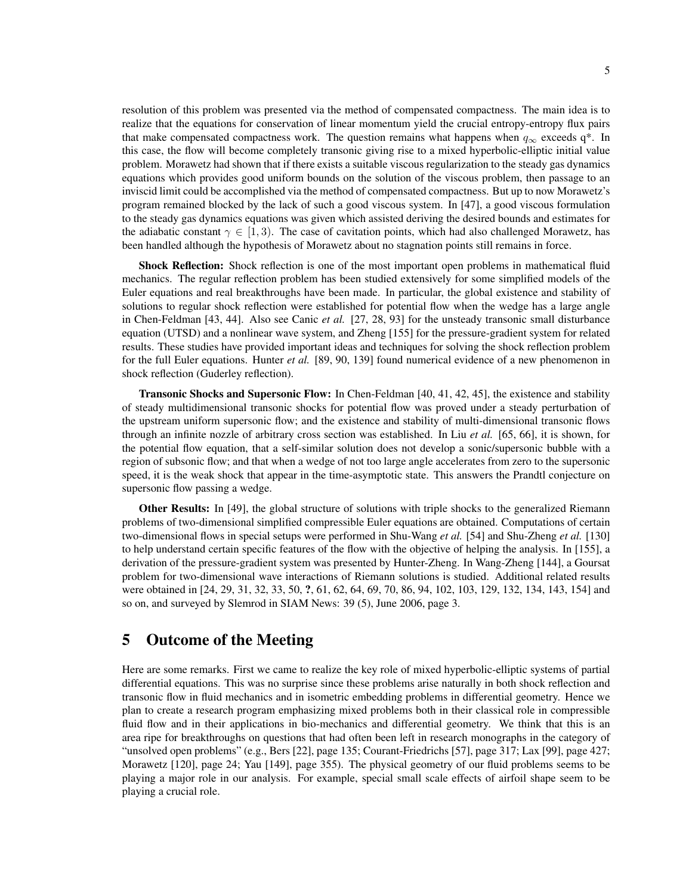resolution of this problem was presented via the method of compensated compactness. The main idea is to realize that the equations for conservation of linear momentum yield the crucial entropy-entropy flux pairs that make compensated compactness work. The question remains what happens when $q_\infty$ exceeds q*. In this case, the flow will become completely transonic giving rise to a mixed hyperbolic-elliptic initial value problem. Morawetz had shown that if there exists a suitable viscous regularization to the steady gas dynamics equations which provides good uniform bounds on the solution of the viscous problem, then passage to an inviscid limit could be accomplished via the method of compensated compactness. But up to now Morawetz's program remained blocked by the lack of such a good viscous system. In [47], a good viscous formulation to the steady gas dynamics equations was given which assisted deriving the desired bounds and estimates for the adiabatic constant $\gamma \in [1, 3)$. The case of cavitation points, which had also challenged Morawetz, has been handled although the hypothesis of Morawetz about no stagnation points still remains in force.

**Shock Reflection:** Shock reflection is one of the most important open problems in mathematical fluid mechanics. The regular reflection problem has been studied extensively for some simplified models of the Euler equations and real breakthroughs have been made. In particular, the global existence and stability of solutions to regular shock reflection were established for potential flow when the wedge has a large angle in Chen-Feldman [43, 44]. Also see Canic *et al.* [27, 28, 93] for the unsteady transonic small disturbance equation (UTSD) and a nonlinear wave system, and Zheng [155] for the pressure-gradient system for related results. These studies have provided important ideas and techniques for solving the shock reflection problem for the full Euler equations. Hunter *et al.* [89, 90, 139] found numerical evidence of a new phenomenon in shock reflection (Guderley reflection).

**Transonic Shocks and Supersonic Flow:** In Chen-Feldman [40, 41, 42, 45], the existence and stability of steady multidimensional transonic shocks for potential flow was proved under a steady perturbation of the upstream uniform supersonic flow; and the existence and stability of multi-dimensional transonic flows through an infinite nozzle of arbitrary cross section was established. In Liu *et al.* [65, 66], it is shown, for the potential flow equation, that a self-similar solution does not develop a sonic/supersonic bubble with a region of subsonic flow; and that when a wedge of not too large angle accelerates from zero to the supersonic speed, it is the weak shock that appear in the time-asymptotic state. This answers the Prandtl conjecture on supersonic flow passing a wedge.

**Other Results:** In [49], the global structure of solutions with triple shocks to the generalized Riemann problems of two-dimensional simplified compressible Euler equations are obtained. Computations of certain two-dimensional flows in special setups were performed in Shu-Wang *et al.* [54] and Shu-Zheng *et al.* [130] to help understand certain specific features of the flow with the objective of helping the analysis. In [155], a derivation of the pressure-gradient system was presented by Hunter-Zheng. In Wang-Zheng [144], a Goursat problem for two-dimensional wave interactions of Riemann solutions is studied. Additional related results were obtained in [24, 29, 31, 32, 33, 50, **?**, 61, 62, 64, 69, 70, 86, 94, 102, 103, 129, 132, 134, 143, 154] and so on, and surveyed by Slemrod in SIAM News: 39 (5), June 2006, page 3.

## 5 Outcome of the Meeting

Here are some remarks. First we came to realize the key role of mixed hyperbolic-elliptic systems of partial differential equations. This was no surprise since these problems arise naturally in both shock reflection and transonic flow in fluid mechanics and in isometric embedding problems in differential geometry. Hence we plan to create a research program emphasizing mixed problems both in their classical role in compressible fluid flow and in their applications in bio-mechanics and differential geometry. We think that this is an area ripe for breakthroughs on questions that had often been left in research monographs in the category of "unsolved open problems" (e.g., Bers [22], page 135; Courant-Friedrichs [57], page 317; Lax [99], page 427; Morawetz [120], page 24; Yau [149], page 355). The physical geometry of our fluid problems seems to be playing a major role in our analysis. For example, special small scale effects of airfoil shape seem to be playing a crucial role.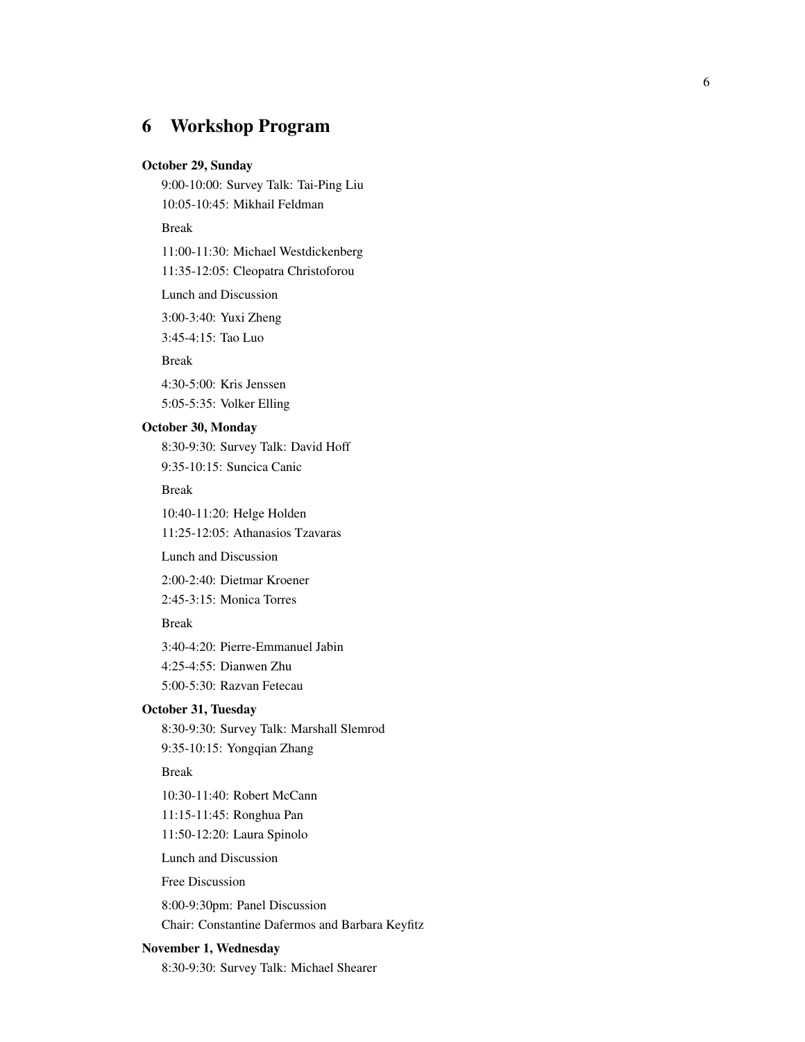## 6 Workshop Program

**October 29, Sunday**

9:00-10:00: Survey Talk: Tai-Ping Liu

10:05-10:45: Mikhail Feldman

Break

11:00-11:30: Michael Westdickenberg

11:35-12:05: Cleopatra Christoforou

Lunch and Discussion

3:00-3:40: Yuxi Zheng

3:45-4:15: Tao Luo

Break

4:30-5:00: Kris Jenssen

5:05-5:35: Volker Elling

**October 30, Monday**

8:30-9:30: Survey Talk: David Hoff

9:35-10:15: Suncica Canic

Break

10:40-11:20: Helge Holden

11:25-12:05: Athanasios Tzavaras

Lunch and Discussion

2:00-2:40: Dietmar Kroener

2:45-3:15: Monica Torres

Break

3:40-4:20: Pierre-Emmanuel Jabin

4:25-4:55: Dianwen Zhu

5:00-5:30: Razvan Fetecau

**October 31, Tuesday**

8:30-9:30: Survey Talk: Marshall Slemrod

9:35-10:15: Yongqian Zhang

Break

10:30-11:40: Robert McCann

11:15-11:45: Ronghua Pan

11:50-12:20: Laura Spinolo

Lunch and Discussion

Free Discussion

8:00-9:30pm: Panel Discussion

Chair: Constantine Dafermos and Barbara Keyfitz

**November 1, Wednesday**

8:30-9:30: Survey Talk: Michael Shearer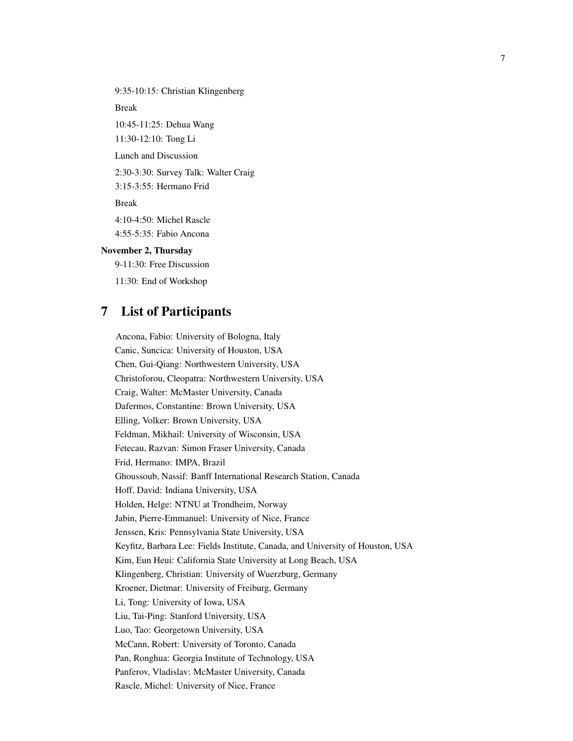9:35-10:15: Christian Klingenberg

Break

10:45-11:25: Dehua Wang

11:30-12:10: Tong Li

Lunch and Discussion

2:30-3:30: Survey Talk: Walter Craig

3:15-3:55: Hermano Frid

Break

4:10-4:50: Michel Rascle

4:55-5:35: Fabio Ancona

**November 2, Thursday**

9-11:30: Free Discussion

11:30: End of Workshop

# 7 List of Participants

Ancona, Fabio: University of Bologna, Italy
Canic, Suncica: University of Houston, USA
Chen, Gui-Qiang: Northwestern University, USA
Christoforou, Cleopatra: Northwestern University, USA
Craig, Walter: McMaster University, Canada
Dafermos, Constantine: Brown University, USA
Elling, Volker: Brown University, USA
Feldman, Mikhail: University of Wisconsin, USA
Fetecau, Razvan: Simon Fraser University, Canada
Frid, Hermano: IMPA, Brazil
Ghoussoub, Nassif: Banff International Research Station, Canada
Hoff, David: Indiana University, USA
Holden, Helge: NTNU at Trondheim, Norway
Jabin, Pierre-Emmanuel: University of Nice, France
Jenssen, Kris: Pennsylvania State University, USA
Keyfitz, Barbara Lee: Fields Institute, Canada, and University of Houston, USA
Kim, Eun Heui: California State University at Long Beach, USA
Klingenberg, Christian: University of Wuerzburg, Germany
Kroener, Dietmar: University of Freiburg, Germany
Li, Tong: University of Iowa, USA
Liu, Tai-Ping: Stanford University, USA
Luo, Tao: Georgetown University, USA
McCann, Robert: University of Toronto, Canada
Pan, Ronghua: Georgia Institute of Technology, USA
Panferov, Vladislav: McMaster University, Canada
Rascle, Michel: University of Nice, France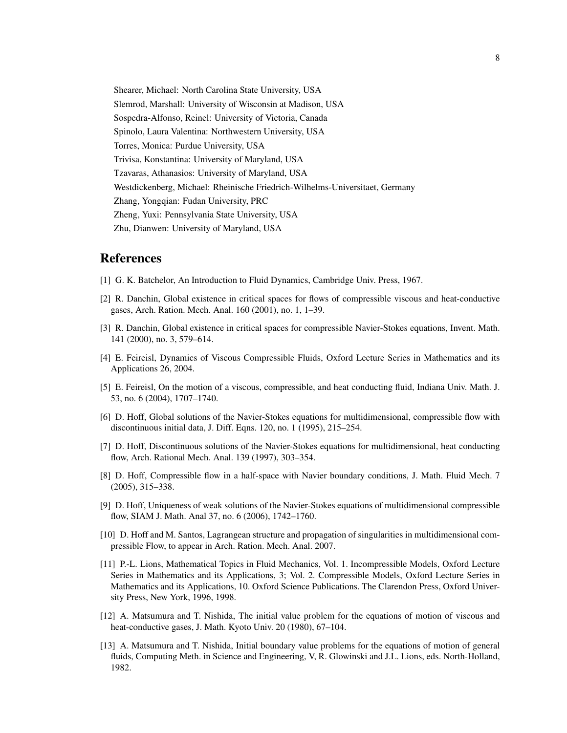Shearer, Michael: North Carolina State University, USA

Slemrod, Marshall: University of Wisconsin at Madison, USA

Sospedra-Alfonso, Reinel: University of Victoria, Canada

Spinolo, Laura Valentina: Northwestern University, USA

Torres, Monica: Purdue University, USA

Trivisa, Konstantina: University of Maryland, USA

Tzavaras, Athanasios: University of Maryland, USA

Westdickenberg, Michael: Rheinische Friedrich-Wilhelms-Universitaet, Germany

Zhang, Yongqian: Fudan University, PRC

Zheng, Yuxi: Pennsylvania State University, USA

Zhu, Dianwen: University of Maryland, USA

## References

[1] G. K. Batchelor, An Introduction to Fluid Dynamics, Cambridge Univ. Press, 1967.

[2] R. Danchin, Global existence in critical spaces for flows of compressible viscous and heat-conductive gases, Arch. Ration. Mech. Anal. 160 (2001), no. 1, 1–39.

[3] R. Danchin, Global existence in critical spaces for compressible Navier-Stokes equations, Invent. Math. 141 (2000), no. 3, 579–614.

[4] E. Feireisl, Dynamics of Viscous Compressible Fluids, Oxford Lecture Series in Mathematics and its Applications 26, 2004.

[5] E. Feireisl, On the motion of a viscous, compressible, and heat conducting fluid, Indiana Univ. Math. J. 53, no. 6 (2004), 1707–1740.

[6] D. Hoff, Global solutions of the Navier-Stokes equations for multidimensional, compressible flow with discontinuous initial data, J. Diff. Eqns. 120, no. 1 (1995), 215–254.

[7] D. Hoff, Discontinuous solutions of the Navier-Stokes equations for multidimensional, heat conducting flow, Arch. Rational Mech. Anal. 139 (1997), 303–354.

[8] D. Hoff, Compressible flow in a half-space with Navier boundary conditions, J. Math. Fluid Mech. 7 (2005), 315–338.

[9] D. Hoff, Uniqueness of weak solutions of the Navier-Stokes equations of multidimensional compressible flow, SIAM J. Math. Anal 37, no. 6 (2006), 1742–1760.

[10] D. Hoff and M. Santos, Lagrangean structure and propagation of singularities in multidimensional compressible Flow, to appear in Arch. Ration. Mech. Anal. 2007.

[11] P.-L. Lions, Mathematical Topics in Fluid Mechanics, Vol. 1. Incompressible Models, Oxford Lecture Series in Mathematics and its Applications, 3; Vol. 2. Compressible Models, Oxford Lecture Series in Mathematics and its Applications, 10. Oxford Science Publications. The Clarendon Press, Oxford University Press, New York, 1996, 1998.

[12] A. Matsumura and T. Nishida, The initial value problem for the equations of motion of viscous and heat-conductive gases, J. Math. Kyoto Univ. 20 (1980), 67–104.

[13] A. Matsumura and T. Nishida, Initial boundary value problems for the equations of motion of general fluids, Computing Meth. in Science and Engineering, V, R. Glowinski and J.L. Lions, eds. North-Holland, 1982.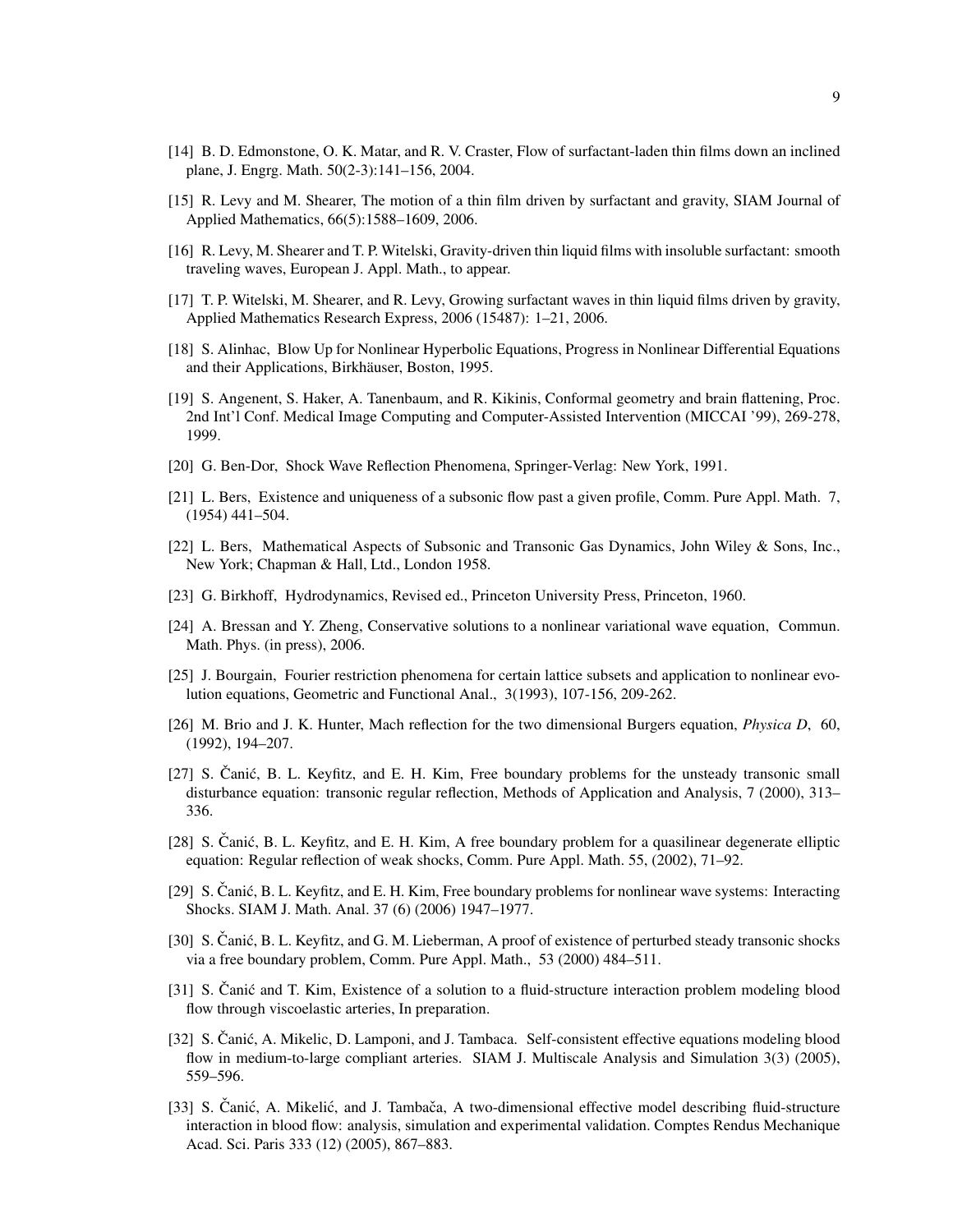[14] B. D. Edmonstone, O. K. Matar, and R. V. Craster, Flow of surfactant-laden thin films down an inclined plane, J. Engrg. Math. 50(2-3):141–156, 2004.

[15] R. Levy and M. Shearer, The motion of a thin film driven by surfactant and gravity, SIAM Journal of Applied Mathematics, 66(5):1588–1609, 2006.

[16] R. Levy, M. Shearer and T. P. Witelski, Gravity-driven thin liquid films with insoluble surfactant: smooth traveling waves, European J. Appl. Math., to appear.

[17] T. P. Witelski, M. Shearer, and R. Levy, Growing surfactant waves in thin liquid films driven by gravity, Applied Mathematics Research Express, 2006 (15487): 1–21, 2006.

[18] S. Alinhac, Blow Up for Nonlinear Hyperbolic Equations, Progress in Nonlinear Differential Equations and their Applications, Birkhäuser, Boston, 1995.

[19] S. Angenent, S. Haker, A. Tanenbaum, and R. Kikinis, Conformal geometry and brain flattening, Proc. 2nd Int'l Conf. Medical Image Computing and Computer-Assisted Intervention (MICCAI '99), 269-278, 1999.

[20] G. Ben-Dor, Shock Wave Reflection Phenomena, Springer-Verlag: New York, 1991.

[21] L. Bers, Existence and uniqueness of a subsonic flow past a given profile, Comm. Pure Appl. Math. 7, (1954) 441–504.

[22] L. Bers, Mathematical Aspects of Subsonic and Transonic Gas Dynamics, John Wiley & Sons, Inc., New York; Chapman & Hall, Ltd., London 1958.

[23] G. Birkhoff, Hydrodynamics, Revised ed., Princeton University Press, Princeton, 1960.

[24] A. Bressan and Y. Zheng, Conservative solutions to a nonlinear variational wave equation, Commun. Math. Phys. (in press), 2006.

[25] J. Bourgain, Fourier restriction phenomena for certain lattice subsets and application to nonlinear evolution equations, Geometric and Functional Anal., 3(1993), 107-156, 209-262.

[26] M. Brio and J. K. Hunter, Mach reflection for the two dimensional Burgers equation, *Physica D*, 60, (1992), 194–207.

[27] S. Čanić, B. L. Keyfitz, and E. H. Kim, Free boundary problems for the unsteady transonic small disturbance equation: transonic regular reflection, Methods of Application and Analysis, 7 (2000), 313–336.

[28] S. Čanić, B. L. Keyfitz, and E. H. Kim, A free boundary problem for a quasilinear degenerate elliptic equation: Regular reflection of weak shocks, Comm. Pure Appl. Math. 55, (2002), 71–92.

[29] S. Čanić, B. L. Keyfitz, and E. H. Kim, Free boundary problems for nonlinear wave systems: Interacting Shocks. SIAM J. Math. Anal. 37 (6) (2006) 1947–1977.

[30] S. Čanić, B. L. Keyfitz, and G. M. Lieberman, A proof of existence of perturbed steady transonic shocks via a free boundary problem, Comm. Pure Appl. Math., 53 (2000) 484–511.

[31] S. Čanić and T. Kim, Existence of a solution to a fluid-structure interaction problem modeling blood flow through viscoelastic arteries, In preparation.

[32] S. Čanić, A. Mikelic, D. Lamponi, and J. Tambaca. Self-consistent effective equations modeling blood flow in medium-to-large compliant arteries. SIAM J. Multiscale Analysis and Simulation 3(3) (2005), 559–596.

[33] S. Čanić, A. Mikelić, and J. Tambača, A two-dimensional effective model describing fluid-structure interaction in blood flow: analysis, simulation and experimental validation. Comptes Rendus Mechanique Acad. Sci. Paris 333 (12) (2005), 867–883.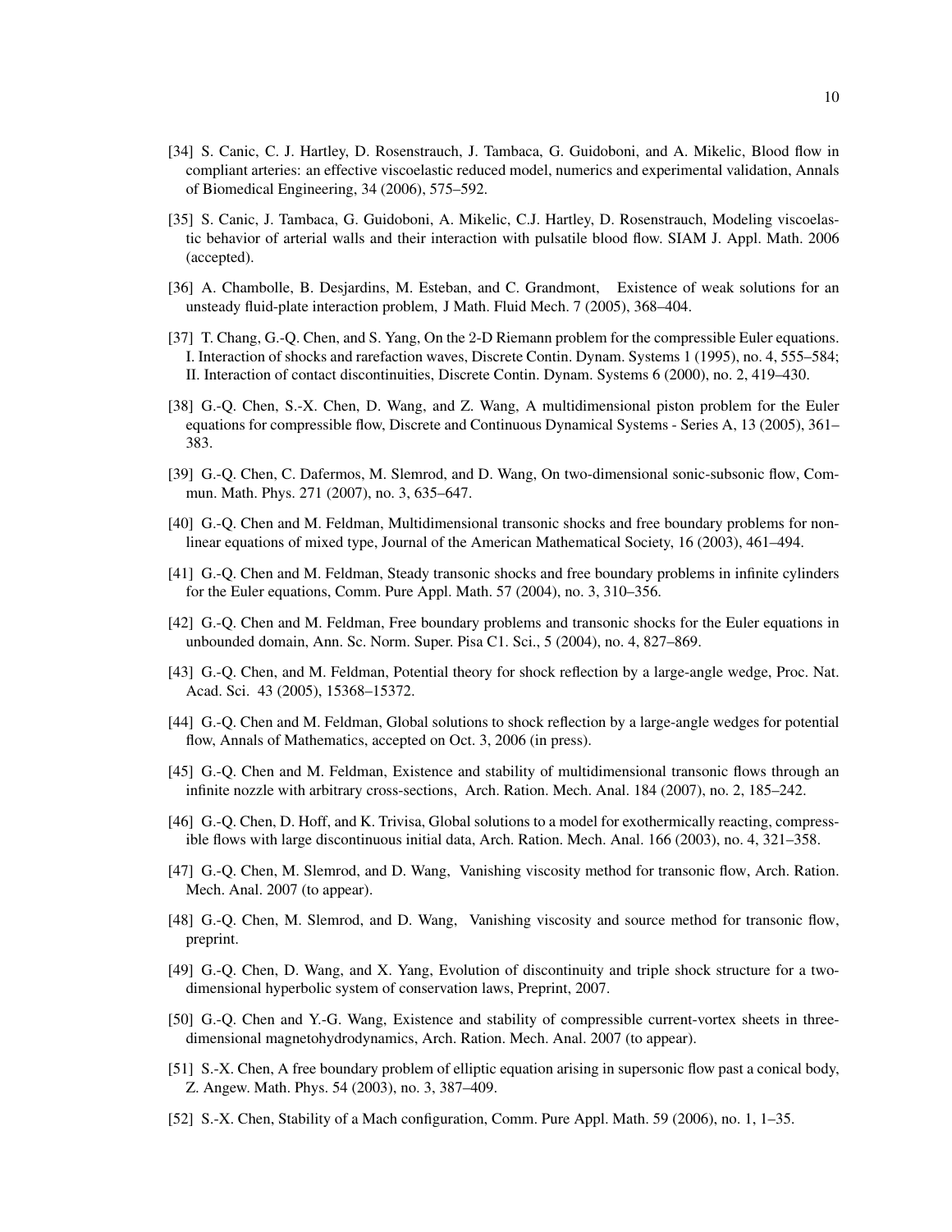[34] S. Canic, C. J. Hartley, D. Rosenstrauch, J. Tambaca, G. Guidoboni, and A. Mikelic, Blood flow in compliant arteries: an effective viscoelastic reduced model, numerics and experimental validation, Annals of Biomedical Engineering, 34 (2006), 575–592.

[35] S. Canic, J. Tambaca, G. Guidoboni, A. Mikelic, C.J. Hartley, D. Rosenstrauch, Modeling viscoelastic behavior of arterial walls and their interaction with pulsatile blood flow. SIAM J. Appl. Math. 2006 (accepted).

[36] A. Chambolle, B. Desjardins, M. Esteban, and C. Grandmont, Existence of weak solutions for an unsteady fluid-plate interaction problem, J Math. Fluid Mech. 7 (2005), 368–404.

[37] T. Chang, G.-Q. Chen, and S. Yang, On the 2-D Riemann problem for the compressible Euler equations. I. Interaction of shocks and rarefaction waves, Discrete Contin. Dynam. Systems 1 (1995), no. 4, 555–584; II. Interaction of contact discontinuities, Discrete Contin. Dynam. Systems 6 (2000), no. 2, 419–430.

[38] G.-Q. Chen, S.-X. Chen, D. Wang, and Z. Wang, A multidimensional piston problem for the Euler equations for compressible flow, Discrete and Continuous Dynamical Systems - Series A, 13 (2005), 361–383.

[39] G.-Q. Chen, C. Dafermos, M. Slemrod, and D. Wang, On two-dimensional sonic-subsonic flow, Commun. Math. Phys. 271 (2007), no. 3, 635–647.

[40] G.-Q. Chen and M. Feldman, Multidimensional transonic shocks and free boundary problems for nonlinear equations of mixed type, Journal of the American Mathematical Society, 16 (2003), 461–494.

[41] G.-Q. Chen and M. Feldman, Steady transonic shocks and free boundary problems in infinite cylinders for the Euler equations, Comm. Pure Appl. Math. 57 (2004), no. 3, 310–356.

[42] G.-Q. Chen and M. Feldman, Free boundary problems and transonic shocks for the Euler equations in unbounded domain, Ann. Sc. Norm. Super. Pisa C1. Sci., 5 (2004), no. 4, 827–869.

[43] G.-Q. Chen, and M. Feldman, Potential theory for shock reflection by a large-angle wedge, Proc. Nat. Acad. Sci. 43 (2005), 15368–15372.

[44] G.-Q. Chen and M. Feldman, Global solutions to shock reflection by a large-angle wedges for potential flow, Annals of Mathematics, accepted on Oct. 3, 2006 (in press).

[45] G.-Q. Chen and M. Feldman, Existence and stability of multidimensional transonic flows through an infinite nozzle with arbitrary cross-sections, Arch. Ration. Mech. Anal. 184 (2007), no. 2, 185–242.

[46] G.-Q. Chen, D. Hoff, and K. Trivisa, Global solutions to a model for exothermically reacting, compressible flows with large discontinuous initial data, Arch. Ration. Mech. Anal. 166 (2003), no. 4, 321–358.

[47] G.-Q. Chen, M. Slemrod, and D. Wang, Vanishing viscosity method for transonic flow, Arch. Ration. Mech. Anal. 2007 (to appear).

[48] G.-Q. Chen, M. Slemrod, and D. Wang, Vanishing viscosity and source method for transonic flow, preprint.

[49] G.-Q. Chen, D. Wang, and X. Yang, Evolution of discontinuity and triple shock structure for a two-dimensional hyperbolic system of conservation laws, Preprint, 2007.

[50] G.-Q. Chen and Y.-G. Wang, Existence and stability of compressible current-vortex sheets in three-dimensional magnetohydrodynamics, Arch. Ration. Mech. Anal. 2007 (to appear).

[51] S.-X. Chen, A free boundary problem of elliptic equation arising in supersonic flow past a conical body, Z. Angew. Math. Phys. 54 (2003), no. 3, 387–409.

[52] S.-X. Chen, Stability of a Mach configuration, Comm. Pure Appl. Math. 59 (2006), no. 1, 1–35.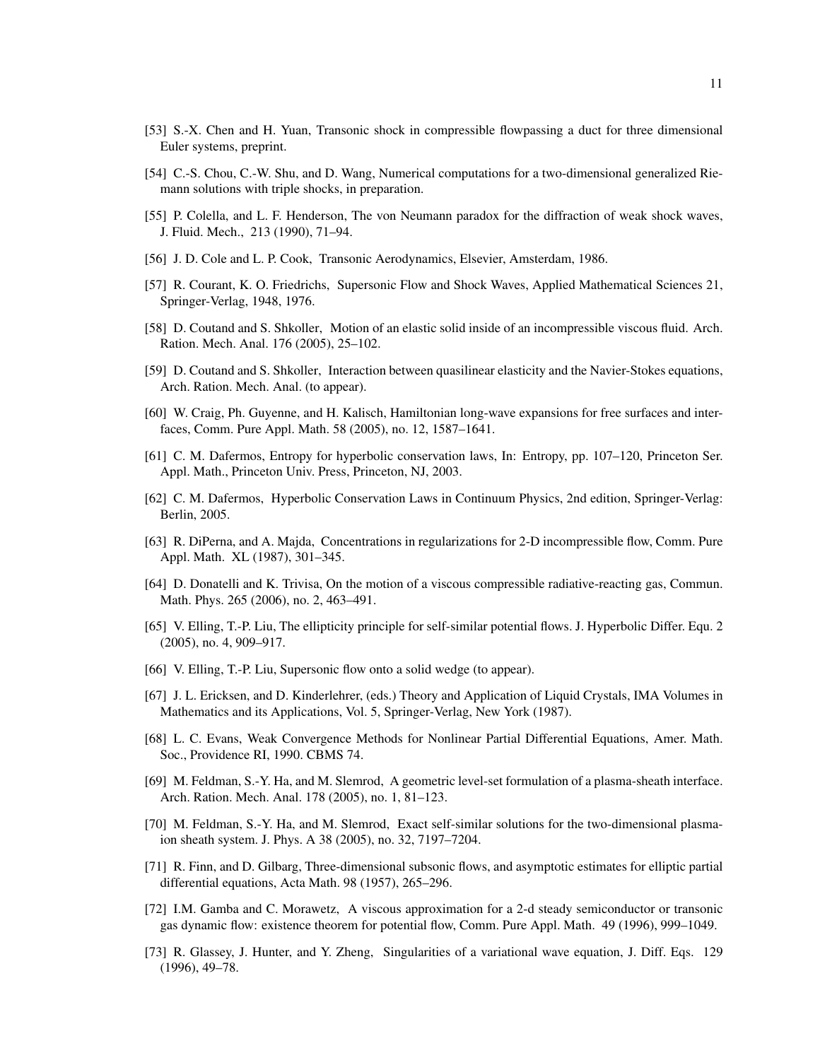[53] S.-X. Chen and H. Yuan, Transonic shock in compressible flowpassing a duct for three dimensional Euler systems, preprint.

[54] C.-S. Chou, C.-W. Shu, and D. Wang, Numerical computations for a two-dimensional generalized Riemann solutions with triple shocks, in preparation.

[55] P. Colella, and L. F. Henderson, The von Neumann paradox for the diffraction of weak shock waves, J. Fluid. Mech., 213 (1990), 71–94.

[56] J. D. Cole and L. P. Cook, Transonic Aerodynamics, Elsevier, Amsterdam, 1986.

[57] R. Courant, K. O. Friedrichs, Supersonic Flow and Shock Waves, Applied Mathematical Sciences 21, Springer-Verlag, 1948, 1976.

[58] D. Coutand and S. Shkoller, Motion of an elastic solid inside of an incompressible viscous fluid. Arch. Ration. Mech. Anal. 176 (2005), 25–102.

[59] D. Coutand and S. Shkoller, Interaction between quasilinear elasticity and the Navier-Stokes equations, Arch. Ration. Mech. Anal. (to appear).

[60] W. Craig, Ph. Guyenne, and H. Kalisch, Hamiltonian long-wave expansions for free surfaces and interfaces, Comm. Pure Appl. Math. 58 (2005), no. 12, 1587–1641.

[61] C. M. Dafermos, Entropy for hyperbolic conservation laws, In: Entropy, pp. 107–120, Princeton Ser. Appl. Math., Princeton Univ. Press, Princeton, NJ, 2003.

[62] C. M. Dafermos, Hyperbolic Conservation Laws in Continuum Physics, 2nd edition, Springer-Verlag: Berlin, 2005.

[63] R. DiPerna, and A. Majda, Concentrations in regularizations for 2-D incompressible flow, Comm. Pure Appl. Math. XL (1987), 301–345.

[64] D. Donatelli and K. Trivisa, On the motion of a viscous compressible radiative-reacting gas, Commun. Math. Phys. 265 (2006), no. 2, 463–491.

[65] V. Elling, T.-P. Liu, The ellipticity principle for self-similar potential flows. J. Hyperbolic Differ. Equ. 2 (2005), no. 4, 909–917.

[66] V. Elling, T.-P. Liu, Supersonic flow onto a solid wedge (to appear).

[67] J. L. Ericksen, and D. Kinderlehrer, (eds.) Theory and Application of Liquid Crystals, IMA Volumes in Mathematics and its Applications, Vol. 5, Springer-Verlag, New York (1987).

[68] L. C. Evans, Weak Convergence Methods for Nonlinear Partial Differential Equations, Amer. Math. Soc., Providence RI, 1990. CBMS 74.

[69] M. Feldman, S.-Y. Ha, and M. Slemrod, A geometric level-set formulation of a plasma-sheath interface. Arch. Ration. Mech. Anal. 178 (2005), no. 1, 81–123.

[70] M. Feldman, S.-Y. Ha, and M. Slemrod, Exact self-similar solutions for the two-dimensional plasma-ion sheath system. J. Phys. A 38 (2005), no. 32, 7197–7204.

[71] R. Finn, and D. Gilbarg, Three-dimensional subsonic flows, and asymptotic estimates for elliptic partial differential equations, Acta Math. 98 (1957), 265–296.

[72] I.M. Gamba and C. Morawetz, A viscous approximation for a 2-d steady semiconductor or transonic gas dynamic flow: existence theorem for potential flow, Comm. Pure Appl. Math. 49 (1996), 999–1049.

[73] R. Glassey, J. Hunter, and Y. Zheng, Singularities of a variational wave equation, J. Diff. Eqs. 129 (1996), 49–78.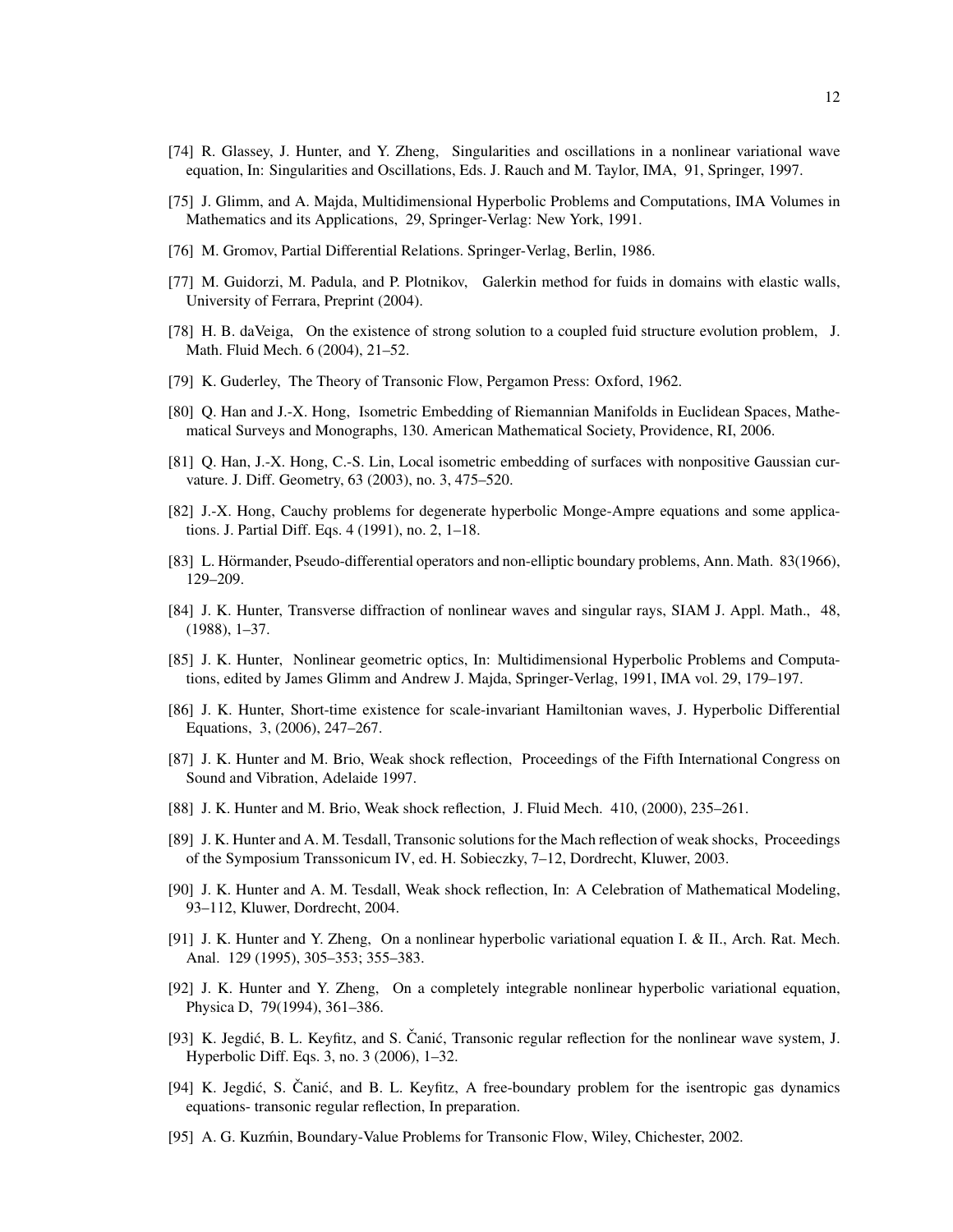[74] R. Glassey, J. Hunter, and Y. Zheng, Singularities and oscillations in a nonlinear variational wave equation, In: Singularities and Oscillations, Eds. J. Rauch and M. Taylor, IMA, 91, Springer, 1997.

[75] J. Glimm, and A. Majda, Multidimensional Hyperbolic Problems and Computations, IMA Volumes in Mathematics and its Applications, 29, Springer-Verlag: New York, 1991.

[76] M. Gromov, Partial Differential Relations. Springer-Verlag, Berlin, 1986.

[77] M. Guidorzi, M. Padula, and P. Plotnikov, Galerkin method for fuids in domains with elastic walls, University of Ferrara, Preprint (2004).

[78] H. B. daVeiga, On the existence of strong solution to a coupled fuid structure evolution problem, J. Math. Fluid Mech. 6 (2004), 21–52.

[79] K. Guderley, The Theory of Transonic Flow, Pergamon Press: Oxford, 1962.

[80] Q. Han and J.-X. Hong, Isometric Embedding of Riemannian Manifolds in Euclidean Spaces, Mathematical Surveys and Monographs, 130. American Mathematical Society, Providence, RI, 2006.

[81] Q. Han, J.-X. Hong, C.-S. Lin, Local isometric embedding of surfaces with nonpositive Gaussian curvature. J. Diff. Geometry, 63 (2003), no. 3, 475–520.

[82] J.-X. Hong, Cauchy problems for degenerate hyperbolic Monge-Ampre equations and some applications. J. Partial Diff. Eqs. 4 (1991), no. 2, 1–18.

[83] L. Hörmander, Pseudo-differential operators and non-elliptic boundary problems, Ann. Math. 83(1966), 129–209.

[84] J. K. Hunter, Transverse diffraction of nonlinear waves and singular rays, SIAM J. Appl. Math., 48, (1988), 1–37.

[85] J. K. Hunter, Nonlinear geometric optics, In: Multidimensional Hyperbolic Problems and Computations, edited by James Glimm and Andrew J. Majda, Springer-Verlag, 1991, IMA vol. 29, 179–197.

[86] J. K. Hunter, Short-time existence for scale-invariant Hamiltonian waves, J. Hyperbolic Differential Equations, 3, (2006), 247–267.

[87] J. K. Hunter and M. Brio, Weak shock reflection, Proceedings of the Fifth International Congress on Sound and Vibration, Adelaide 1997.

[88] J. K. Hunter and M. Brio, Weak shock reflection, J. Fluid Mech. 410, (2000), 235–261.

[89] J. K. Hunter and A. M. Tesdall, Transonic solutions for the Mach reflection of weak shocks, Proceedings of the Symposium Transsonicum IV, ed. H. Sobieczky, 7–12, Dordrecht, Kluwer, 2003.

[90] J. K. Hunter and A. M. Tesdall, Weak shock reflection, In: A Celebration of Mathematical Modeling, 93–112, Kluwer, Dordrecht, 2004.

[91] J. K. Hunter and Y. Zheng, On a nonlinear hyperbolic variational equation I. & II., Arch. Rat. Mech. Anal. 129 (1995), 305–353; 355–383.

[92] J. K. Hunter and Y. Zheng, On a completely integrable nonlinear hyperbolic variational equation, Physica D, 79(1994), 361–386.

[93] K. Jegdić, B. L. Keyfitz, and S. Čanić, Transonic regular reflection for the nonlinear wave system, J. Hyperbolic Diff. Eqs. 3, no. 3 (2006), 1–32.

[94] K. Jegdić, S. Čanić, and B. L. Keyfitz, A free-boundary problem for the isentropic gas dynamics equations- transonic regular reflection, In preparation.

[95] A. G. Kuzḿin, Boundary-Value Problems for Transonic Flow, Wiley, Chichester, 2002.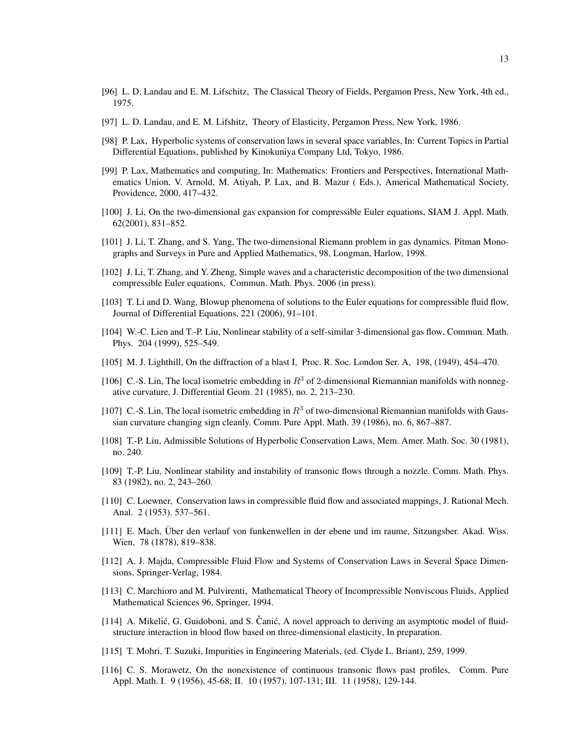[96] L. D. Landau and E. M. Lifschitz, The Classical Theory of Fields, Pergamon Press, New York, 4th ed., 1975.

[97] L. D. Landau, and E. M. Lifshitz, Theory of Elasticity, Pergamon Press, New York, 1986.

[98] P. Lax, Hyperbolic systems of conservation laws in several space variables, In: Current Topics in Partial Differential Equations, published by Kinokuniya Company Ltd, Tokyo, 1986.

[99] P. Lax, Mathematics and computing, In: Mathematics: Frontiers and Perspectives, International Mathematics Union, V. Arnold, M. Atiyah, P. Lax, and B. Mazur ( Eds.), Americal Mathematical Society, Providence, 2000, 417–432.

[100] J. Li, On the two-dimensional gas expansion for compressible Euler equations, SIAM J. Appl. Math. 62(2001), 831–852.

[101] J. Li, T. Zhang, and S. Yang, The two-dimensional Riemann problem in gas dynamics. Pitman Monographs and Surveys in Pure and Applied Mathematics, 98, Longman, Harlow, 1998.

[102] J. Li, T. Zhang, and Y. Zheng, Simple waves and a characteristic decomposition of the two dimensional compressible Euler equations, Commun. Math. Phys. 2006 (in press).

[103] T. Li and D. Wang, Blowup phenomena of solutions to the Euler equations for compressible fluid flow, Journal of Differential Equations, 221 (2006), 91–101.

[104] W.-C. Lien and T.-P. Liu, Nonlinear stability of a self-similar 3-dimensional gas flow, Commun. Math. Phys. 204 (1999), 525–549.

[105] M. J. Lighthill, On the diffraction of a blast I, Proc. R. Soc. London Ser. A, 198, (1949), 454–470.

[106] C.-S. Lin, The local isometric embedding in $R^3$ of 2-dimensional Riemannian manifolds with nonnegative curvature, J. Differential Geom. 21 (1985), no. 2, 213–230.

[107] C.-S. Lin, The local isometric embedding in $R^3$ of two-dimensional Riemannian manifolds with Gaussian curvature changing sign cleanly. Comm. Pure Appl. Math. 39 (1986), no. 6, 867–887.

[108] T.-P. Liu, Admissible Solutions of Hyperbolic Conservation Laws, Mem. Amer. Math. Soc. 30 (1981), no. 240.

[109] T.-P. Liu, Nonlinear stability and instability of transonic flows through a nozzle. Comm. Math. Phys. 83 (1982), no. 2, 243–260.

[110] C. Loewner, Conservation laws in compressible fluid flow and associated mappings, J. Rational Mech. Anal. 2 (1953). 537–561.

[111] E. Mach, Über den verlauf von funkenwellen in der ebene und im raume, Sitzungsber. Akad. Wiss. Wien, 78 (1878), 819–838.

[112] A. J. Majda, Compressible Fluid Flow and Systems of Conservation Laws in Several Space Dimensions, Springer-Verlag, 1984.

[113] C. Marchioro and M. Pulvirenti, Mathematical Theory of Incompressible Nonviscous Fluids, Applied Mathematical Sciences 96, Springer, 1994.

[114] A. Mikelić, G. Guidoboni, and S. Čanić, A novel approach to deriving an asymptotic model of fluid-structure interaction in blood flow based on three-dimensional elasticity, In preparation.

[115] T. Mohri, T. Suzuki, Impurities in Engineering Materials, (ed. Clyde L. Briant), 259, 1999.

[116] C. S. Morawetz, On the nonexistence of continuous transonic flows past profiles, Comm. Pure Appl. Math. I. 9 (1956), 45-68; II. 10 (1957), 107-131; III. 11 (1958), 129-144.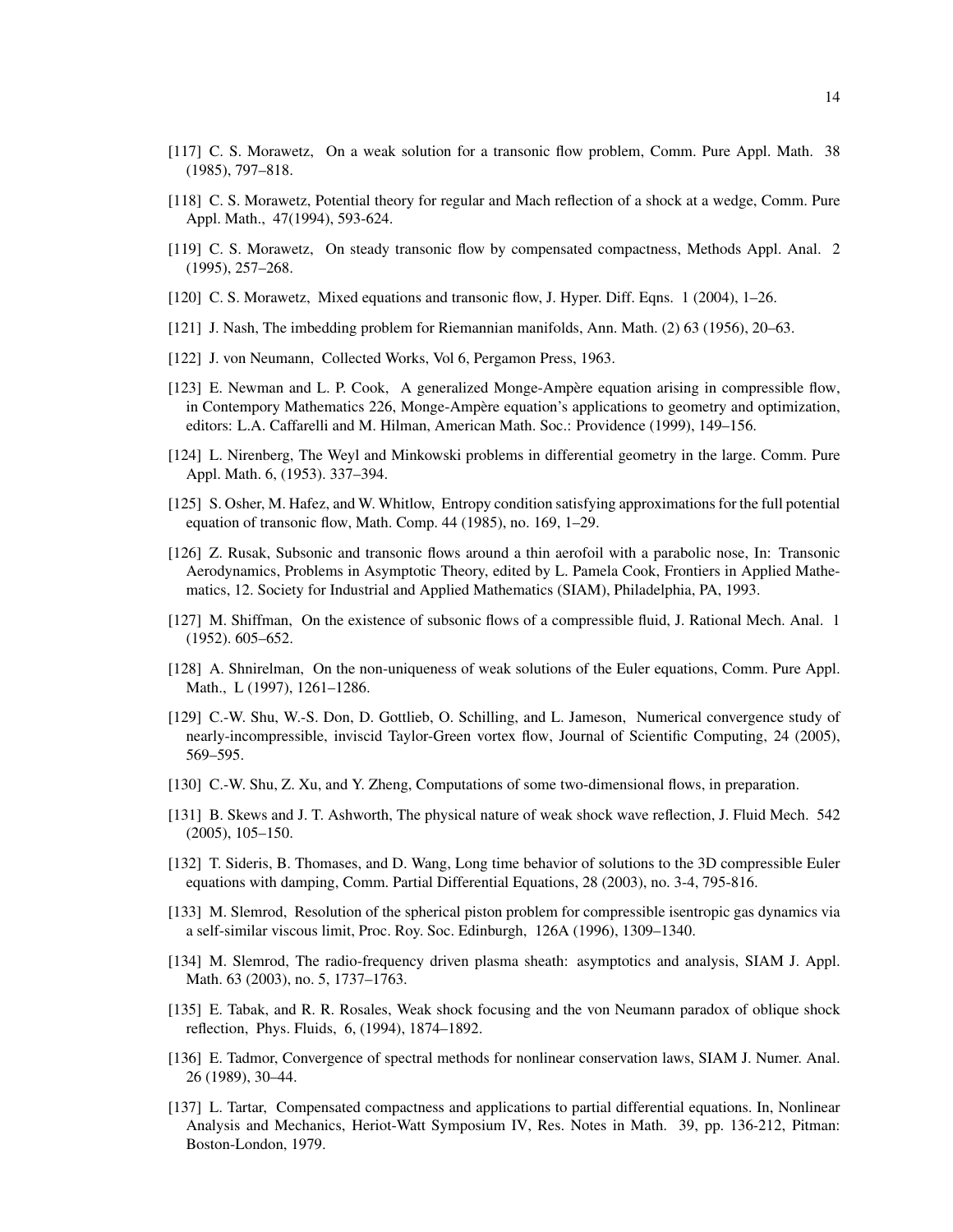[117] C. S. Morawetz, On a weak solution for a transonic flow problem, Comm. Pure Appl. Math. 38 (1985), 797–818.

[118] C. S. Morawetz, Potential theory for regular and Mach reflection of a shock at a wedge, Comm. Pure Appl. Math., 47(1994), 593-624.

[119] C. S. Morawetz, On steady transonic flow by compensated compactness, Methods Appl. Anal. 2 (1995), 257–268.

[120] C. S. Morawetz, Mixed equations and transonic flow, J. Hyper. Diff. Eqns. 1 (2004), 1–26.

[121] J. Nash, The imbedding problem for Riemannian manifolds, Ann. Math. (2) 63 (1956), 20–63.

[122] J. von Neumann, Collected Works, Vol 6, Pergamon Press, 1963.

[123] E. Newman and L. P. Cook, A generalized Monge-Ampère equation arising in compressible flow, in Contempory Mathematics 226, Monge-Ampère equation's applications to geometry and optimization, editors: L.A. Caffarelli and M. Hilman, American Math. Soc.: Providence (1999), 149–156.

[124] L. Nirenberg, The Weyl and Minkowski problems in differential geometry in the large. Comm. Pure Appl. Math. 6, (1953). 337–394.

[125] S. Osher, M. Hafez, and W. Whitlow, Entropy condition satisfying approximations for the full potential equation of transonic flow, Math. Comp. 44 (1985), no. 169, 1–29.

[126] Z. Rusak, Subsonic and transonic flows around a thin aerofoil with a parabolic nose, In: Transonic Aerodynamics, Problems in Asymptotic Theory, edited by L. Pamela Cook, Frontiers in Applied Mathematics, 12. Society for Industrial and Applied Mathematics (SIAM), Philadelphia, PA, 1993.

[127] M. Shiffman, On the existence of subsonic flows of a compressible fluid, J. Rational Mech. Anal. 1 (1952). 605–652.

[128] A. Shnirelman, On the non-uniqueness of weak solutions of the Euler equations, Comm. Pure Appl. Math., L (1997), 1261–1286.

[129] C.-W. Shu, W.-S. Don, D. Gottlieb, O. Schilling, and L. Jameson, Numerical convergence study of nearly-incompressible, inviscid Taylor-Green vortex flow, Journal of Scientific Computing, 24 (2005), 569–595.

[130] C.-W. Shu, Z. Xu, and Y. Zheng, Computations of some two-dimensional flows, in preparation.

[131] B. Skews and J. T. Ashworth, The physical nature of weak shock wave reflection, J. Fluid Mech. 542 (2005), 105–150.

[132] T. Sideris, B. Thomases, and D. Wang, Long time behavior of solutions to the 3D compressible Euler equations with damping, Comm. Partial Differential Equations, 28 (2003), no. 3-4, 795-816.

[133] M. Slemrod, Resolution of the spherical piston problem for compressible isentropic gas dynamics via a self-similar viscous limit, Proc. Roy. Soc. Edinburgh, 126A (1996), 1309–1340.

[134] M. Slemrod, The radio-frequency driven plasma sheath: asymptotics and analysis, SIAM J. Appl. Math. 63 (2003), no. 5, 1737–1763.

[135] E. Tabak, and R. R. Rosales, Weak shock focusing and the von Neumann paradox of oblique shock reflection, Phys. Fluids, 6, (1994), 1874–1892.

[136] E. Tadmor, Convergence of spectral methods for nonlinear conservation laws, SIAM J. Numer. Anal. 26 (1989), 30–44.

[137] L. Tartar, Compensated compactness and applications to partial differential equations. In, Nonlinear Analysis and Mechanics, Heriot-Watt Symposium IV, Res. Notes in Math. 39, pp. 136-212, Pitman: Boston-London, 1979.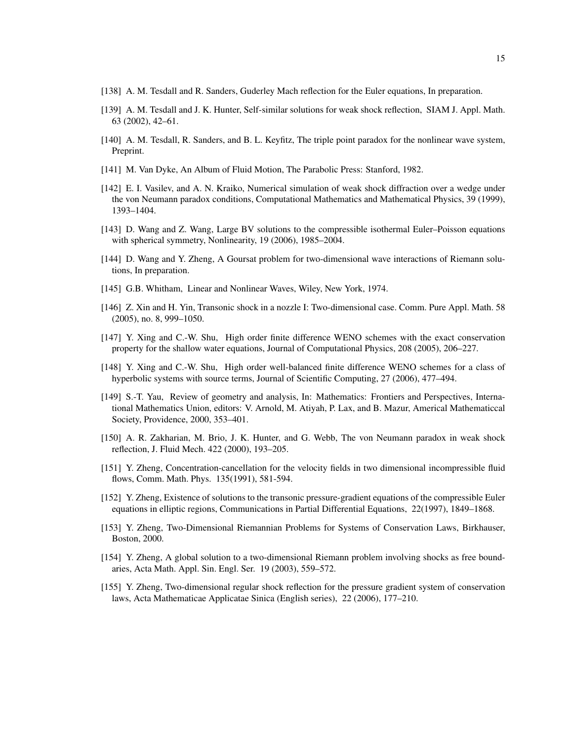[138] A. M. Tesdall and R. Sanders, Guderley Mach reflection for the Euler equations, In preparation.

[139] A. M. Tesdall and J. K. Hunter, Self-similar solutions for weak shock reflection, SIAM J. Appl. Math. 63 (2002), 42–61.

[140] A. M. Tesdall, R. Sanders, and B. L. Keyfitz, The triple point paradox for the nonlinear wave system, Preprint.

[141] M. Van Dyke, An Album of Fluid Motion, The Parabolic Press: Stanford, 1982.

[142] E. I. Vasilev, and A. N. Kraiko, Numerical simulation of weak shock diffraction over a wedge under the von Neumann paradox conditions, Computational Mathematics and Mathematical Physics, 39 (1999), 1393–1404.

[143] D. Wang and Z. Wang, Large BV solutions to the compressible isothermal Euler–Poisson equations with spherical symmetry, Nonlinearity, 19 (2006), 1985–2004.

[144] D. Wang and Y. Zheng, A Goursat problem for two-dimensional wave interactions of Riemann solutions, In preparation.

[145] G.B. Whitham, Linear and Nonlinear Waves, Wiley, New York, 1974.

[146] Z. Xin and H. Yin, Transonic shock in a nozzle I: Two-dimensional case. Comm. Pure Appl. Math. 58 (2005), no. 8, 999–1050.

[147] Y. Xing and C.-W. Shu, High order finite difference WENO schemes with the exact conservation property for the shallow water equations, Journal of Computational Physics, 208 (2005), 206–227.

[148] Y. Xing and C.-W. Shu, High order well-balanced finite difference WENO schemes for a class of hyperbolic systems with source terms, Journal of Scientific Computing, 27 (2006), 477–494.

[149] S.-T. Yau, Review of geometry and analysis, In: Mathematics: Frontiers and Perspectives, International Mathematics Union, editors: V. Arnold, M. Atiyah, P. Lax, and B. Mazur, Americal Mathematiccal Society, Providence, 2000, 353–401.

[150] A. R. Zakharian, M. Brio, J. K. Hunter, and G. Webb, The von Neumann paradox in weak shock reflection, J. Fluid Mech. 422 (2000), 193–205.

[151] Y. Zheng, Concentration-cancellation for the velocity fields in two dimensional incompressible fluid flows, Comm. Math. Phys. 135(1991), 581-594.

[152] Y. Zheng, Existence of solutions to the transonic pressure-gradient equations of the compressible Euler equations in elliptic regions, Communications in Partial Differential Equations, 22(1997), 1849–1868.

[153] Y. Zheng, Two-Dimensional Riemannian Problems for Systems of Conservation Laws, Birkhauser, Boston, 2000.

[154] Y. Zheng, A global solution to a two-dimensional Riemann problem involving shocks as free boundaries, Acta Math. Appl. Sin. Engl. Ser. 19 (2003), 559–572.

[155] Y. Zheng, Two-dimensional regular shock reflection for the pressure gradient system of conservation laws, Acta Mathematicae Applicatae Sinica (English series), 22 (2006), 177–210.